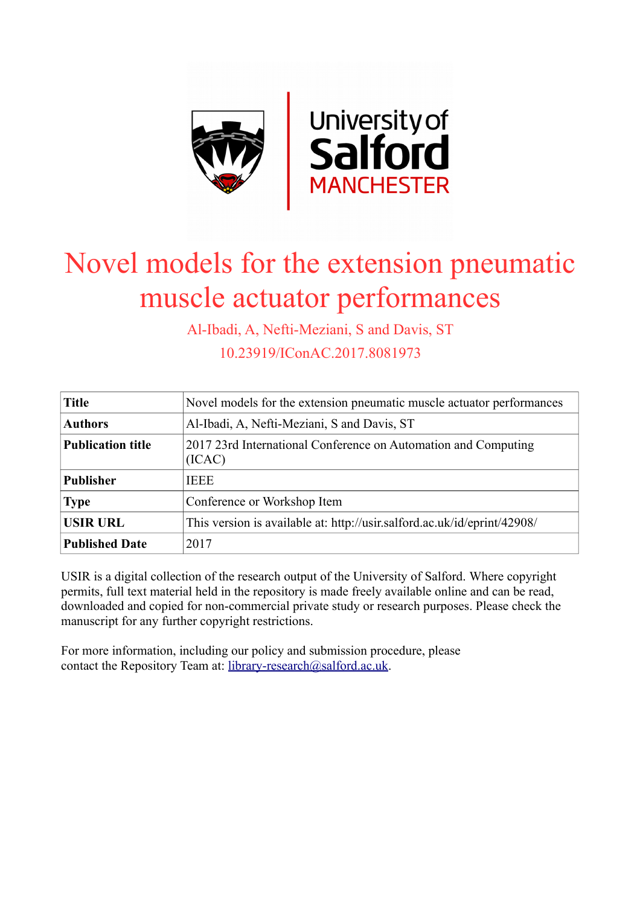# Novel models for the extension pneumatic muscle actuator performances

Al-Ibadi, A, Nefti-Meziani, S and Davis, ST

10.23919/IConAC.2017.8081973

| | |
|---|---|
| **Title** | Novel models for the extension pneumatic muscle actuator performances |
| **Authors** | Al-Ibadi, A, Nefti-Meziani, S and Davis, ST |
| **Publication title** | 2017 23rd International Conference on Automation and Computing (ICAC) |
| **Publisher** | IEEE |
| **Type** | Conference or Workshop Item |
| **USIR URL** | This version is available at: http://usir.salford.ac.uk/id/eprint/42908/ |
| **Published Date** | 2017 |

USIR is a digital collection of the research output of the University of Salford. Where copyright permits, full text material held in the repository is made freely available online and can be read, downloaded and copied for non-commercial private study or research purposes. Please check the manuscript for any further copyright restrictions.

For more information, including our policy and submission procedure, please contact the Repository Team at: library-research@salford.ac.uk.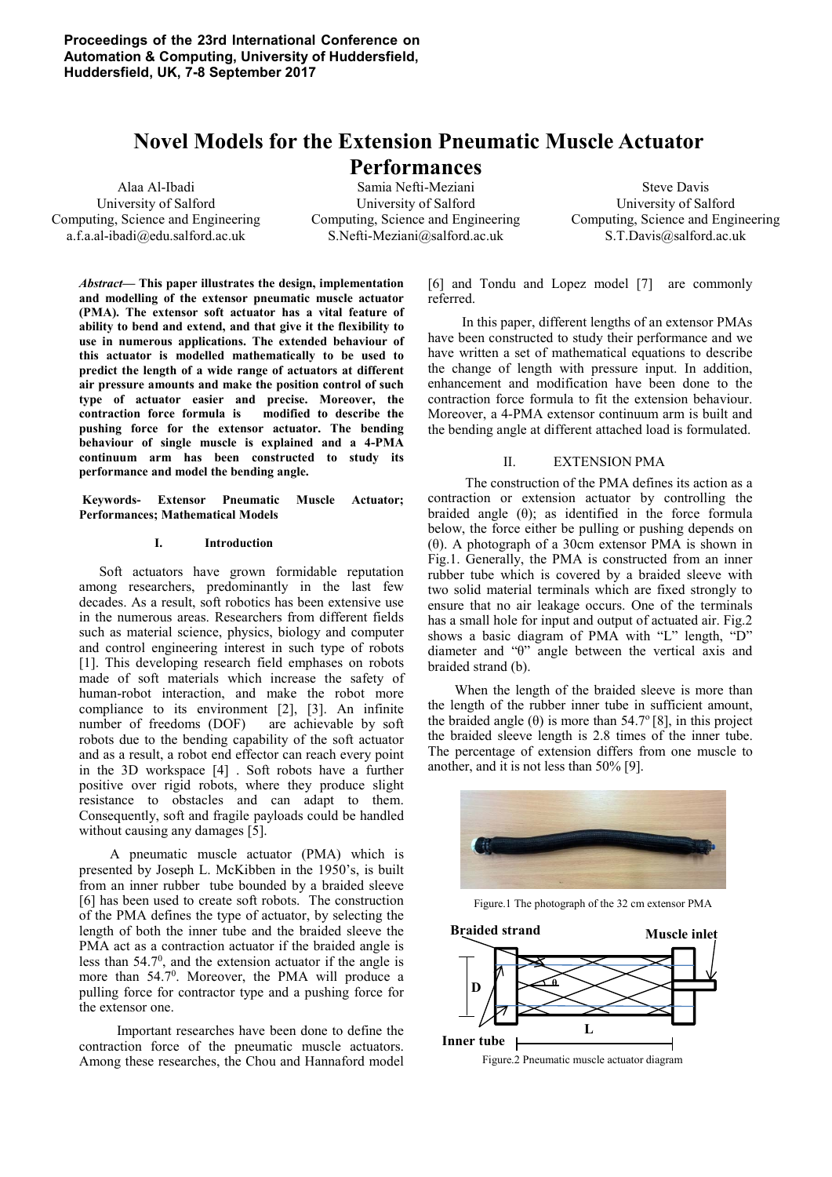# Novel Models for the Extension Pneumatic Muscle Actuator Performances

Alaa Al-Ibadi
University of Salford
Computing, Science and Engineering
a.f.a.al-ibadi@edu.salford.ac.uk

Samia Nefti-Meziani
University of Salford
Computing, Science and Engineering
S.Nefti-Meziani@salford.ac.uk

Steve Davis
University of Salford
Computing, Science and Engineering
S.T.Davis@salford.ac.uk

***Abstract*— This paper illustrates the design, implementation and modelling of the extensor pneumatic muscle actuator (PMA). The extensor soft actuator has a vital feature of ability to bend and extend, and that give it the flexibility to use in numerous applications. The extended behaviour of this actuator is modelled mathematically to be used to predict the length of a wide range of actuators at different air pressure amounts and make the position control of such type of actuator easier and precise. Moreover, the contraction force formula is modified to describe the pushing force for the extensor actuator. The bending behaviour of single muscle is explained and a 4-PMA continuum arm has been constructed to study its performance and model the bending angle.**

**Keywords- Extensor Pneumatic Muscle Actuator; Performances; Mathematical Models**

## I. Introduction

Soft actuators have grown formidable reputation among researchers, predominantly in the last few decades. As a result, soft robotics has been extensive use in the numerous areas. Researchers from different fields such as material science, physics, biology and computer and control engineering interest in such type of robots [1]. This developing research field emphases on robots made of soft materials which increase the safety of human-robot interaction, and make the robot more compliance to its environment [2], [3]. An infinite number of freedoms (DOF) are achievable by soft robots due to the bending capability of the soft actuator and as a result, a robot end effector can reach every point in the 3D workspace [4] . Soft robots have a further positive over rigid robots, where they produce slight resistance to obstacles and can adapt to them. Consequently, soft and fragile payloads could be handled without causing any damages [5].

A pneumatic muscle actuator (PMA) which is presented by Joseph L. McKibben in the 1950's, is built from an inner rubber tube bounded by a braided sleeve [6] has been used to create soft robots. The construction of the PMA defines the type of actuator, by selecting the length of both the inner tube and the braided sleeve the PMA act as a contraction actuator if the braided angle is less than $54.7^0$, and the extension actuator if the angle is more than $54.7^0$. Moreover, the PMA will produce a pulling force for contractor type and a pushing force for the extensor one.

Important researches have been done to define the contraction force of the pneumatic muscle actuators. Among these researches, the Chou and Hannaford model [6] and Tondu and Lopez model [7] are commonly referred.

In this paper, different lengths of an extensor PMAs have been constructed to study their performance and we have written a set of mathematical equations to describe the change of length with pressure input. In addition, enhancement and modification have been done to the contraction force formula to fit the extension behaviour. Moreover, a 4-PMA extensor continuum arm is built and the bending angle at different attached load is formulated.

## II. EXTENSION PMA

The construction of the PMA defines its action as a contraction or extension actuator by controlling the braided angle (θ); as identified in the force formula below, the force either be pulling or pushing depends on (θ). A photograph of a 30cm extensor PMA is shown in Fig.1. Generally, the PMA is constructed from an inner rubber tube which is covered by a braided sleeve with two solid material terminals which are fixed strongly to ensure that no air leakage occurs. One of the terminals has a small hole for input and output of actuated air. Fig.2 shows a basic diagram of PMA with "L" length, "D" diameter and "θ" angle between the vertical axis and braided strand (b).

When the length of the braided sleeve is more than the length of the rubber inner tube in sufficient amount, the braided angle (θ) is more than $54.7^o$ [8], in this project the braided sleeve length is 2.8 times of the inner tube. The percentage of extension differs from one muscle to another, and it is not less than 50% [9].

Figure.1 The photograph of the 32 cm extensor PMA

Figure.2 Pneumatic muscle actuator diagram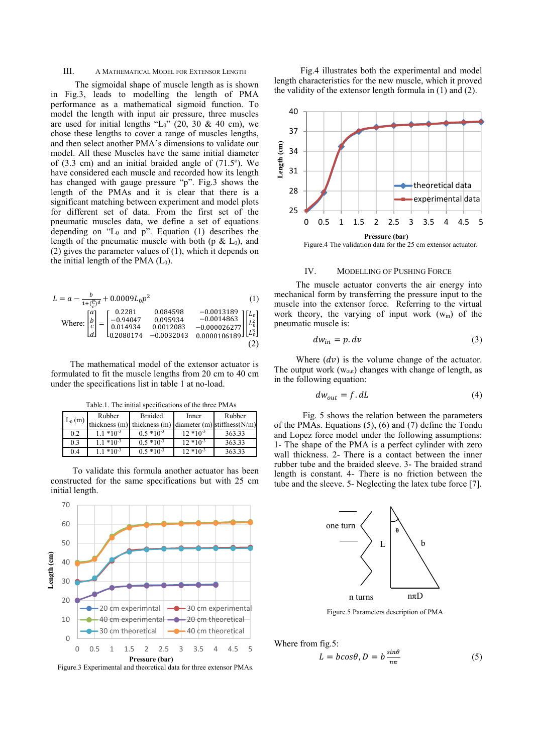## III. A Mathematical Model for Extensor Length

The sigmoidal shape of muscle length as is shown in Fig.3, leads to modelling the length of PMA performance as a mathematical sigmoid function. To model the length with input air pressure, three muscles are used for initial lengths "$L_0$" (20, 30 & 40 cm), we chose these lengths to cover a range of muscles lengths, and then select another PMA's dimensions to validate our model. All these Muscles have the same initial diameter of (3.3 cm) and an initial braided angle of (71.5°). We have considered each muscle and recorded how its length has changed with gauge pressure "p". Fig.3 shows the length of the PMAs and it is clear that there is a significant matching between experimental and model plots for different set of data. From the first set of the pneumatic muscles data, we define a set of equations depending on "$L_0$ and p". Equation (1) describes the length of the pneumatic muscle with both (p & $L_0$), and (2) gives the parameter values of (1), which it depends on the initial length of the PMA ($L_0$).

$$L = a - \frac{b}{1+\left(\frac{p}{c}\right)^d} + 0.0009 L_0 p^2 \qquad (1)$$

$$\text{Where: } \begin{bmatrix} a \\ b \\ c \\ d \end{bmatrix} = \begin{bmatrix} 0.2281 & 0.084598 & -0.0013189 \\ -0.94047 & 0.095934 & -0.0014863 \\ 0.014934 & 0.0012083 & -0.000026277 \\ 0.2080174 & -0.0032043 & 0.0000106189 \end{bmatrix} \begin{bmatrix} L_0 \\ L_0^2 \\ L_0^3 \end{bmatrix} \qquad (2)$$

The mathematical model of the extensor actuator is formulated to fit the muscle lengths from 20 cm to 40 cm under the specifications list in table 1 at no-load.

Table.1. The initial specifications of the three PMAs

| $L_0$ (m) | Rubber thickness (m) | Braided thickness (m) | Inner diameter (m) | Rubber stiffness(N/m) |
|---|---|---|---|---|
| 0.2 | $1.1 \times 10^{-3}$ | $0.5 \times 10^{-3}$ | $12 \times 10^{-3}$ | 363.33 |
| 0.3 | $1.1 \times 10^{-3}$ | $0.5 \times 10^{-3}$ | $12 \times 10^{-3}$ | 363.33 |
| 0.4 | $1.1 \times 10^{-3}$ | $0.5 \times 10^{-3}$ | $12 \times 10^{-3}$ | 363.33 |

To validate this formula another actuator has been constructed for the same specifications but with 25 cm initial length.

Figure.3 Experimental and theoretical data for three extensor PMAs.

Fig.4 illustrates both the experimental and model length characteristics for the new muscle, which it proved the validity of the extensor length formula in (1) and (2).

Figure.4 The validation data for the 25 cm extensor actuator.

## IV. Modelling of Pushing Force

The muscle actuator converts the air energy into mechanical form by transferring the pressure input to the muscle into the extensor force. Referring to the virtual work theory, the varying of input work ($w_{in}$) of the pneumatic muscle is:

$$dw_{in} = p.dv \qquad (3)$$

Where ($dv$) is the volume change of the actuator. The output work ($w_{out}$) changes with change of length, as in the following equation:

$$dw_{out} = f.dL \qquad (4)$$

Fig. 5 shows the relation between the parameters of the PMAs. Equations (5), (6) and (7) define the Tondu and Lopez force model under the following assumptions: 1- The shape of the PMA is a perfect cylinder with zero wall thickness. 2- There is a contact between the inner rubber tube and the braided sleeve. 3- The braided strand length is constant. 4- There is no friction between the tube and the sleeve. 5- Neglecting the latex tube force [7].

Figure.5 Parameters description of PMA

Where from fig.5:

$$L = b\cos\theta, D = b\frac{\sin\theta}{n\pi} \qquad (5)$$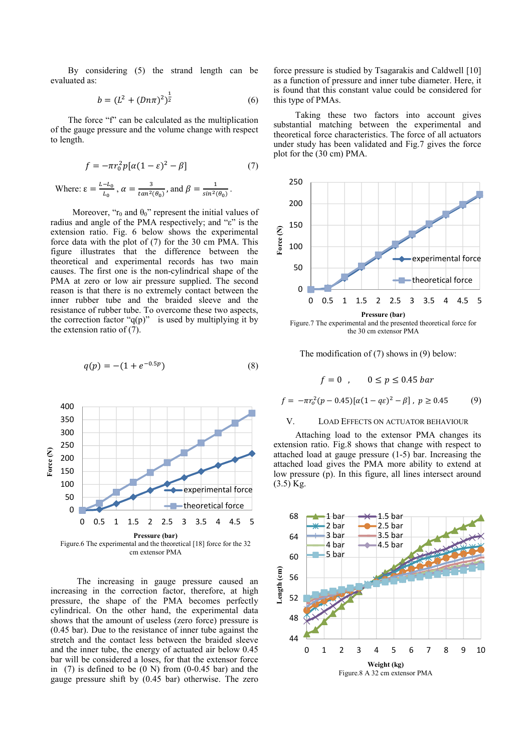By considering (5) the strand length can be evaluated as:

$$b = (L^2 + (Dn\pi)^2)^{\frac{1}{2}} \tag{6}$$

The force "f" can be calculated as the multiplication of the gauge pressure and the volume change with respect to length.

$$f = -\pi r_0^2 p[\alpha(1-\varepsilon)^2 - \beta] \tag{7}$$

Where: $\varepsilon = \frac{L-L_0}{L_0}$, $\alpha = \frac{3}{tan^2(\theta_0)}$, and $\beta = \frac{1}{sin^2(\theta_0)}$.

Moreover, "$r_0$ and $\theta_0$" represent the initial values of radius and angle of the PMA respectively; and "ε" is the extension ratio. Fig. 6 below shows the experimental force data with the plot of (7) for the 30 cm PMA. This figure illustrates that the difference between the theoretical and experimental records has two main causes. The first one is the non-cylindrical shape of the PMA at zero or low air pressure supplied. The second reason is that there is no extremely contact between the inner rubber tube and the braided sleeve and the resistance of rubber tube. To overcome these two aspects, the correction factor "q(p)" is used by multiplying it by the extension ratio of (7).

$$q(p) = -(1 + e^{-0.5p}) \tag{8}$$

Figure.6 The experimental and the theoretical [18] force for the 32 cm extensor PMA

The increasing in gauge pressure caused an increasing in the correction factor, therefore, at high pressure, the shape of the PMA becomes perfectly cylindrical. On the other hand, the experimental data shows that the amount of useless (zero force) pressure is (0.45 bar). Due to the resistance of inner tube against the stretch and the contact less between the braided sleeve and the inner tube, the energy of actuated air below 0.45 bar will be considered a loses, for that the extensor force in (7) is defined to be (0 N) from (0-0.45 bar) and the gauge pressure shift by (0.45 bar) otherwise. The zero force pressure is studied by Tsagarakis and Caldwell [10] as a function of pressure and inner tube diameter. Here, it is found that this constant value could be considered for this type of PMAs.

Taking these two factors into account gives substantial matching between the experimental and theoretical force characteristics. The force of all actuators under study has been validated and Fig.7 gives the force plot for the (30 cm) PMA.

Figure.7 The experimental and the presented theoretical force for the 30 cm extensor PMA

The modification of (7) shows in (9) below:

$$f = 0 \;, \quad 0 \le p \le 0.45\ bar$$

$$f = -\pi r_o^2(p - 0.45)[\alpha(1 - q\varepsilon)^2 - \beta]\;,\; p \ge 0.45 \tag{9}$$

## V. Load Effects on Actuator Behaviour

Attaching load to the extensor PMA changes its extension ratio. Fig.8 shows that change with respect to attached load at gauge pressure (1-5) bar. Increasing the attached load gives the PMA more ability to extend at low pressure (p). In this figure, all lines intersect around (3.5) Kg.

Figure.8 A 32 cm extensor PMA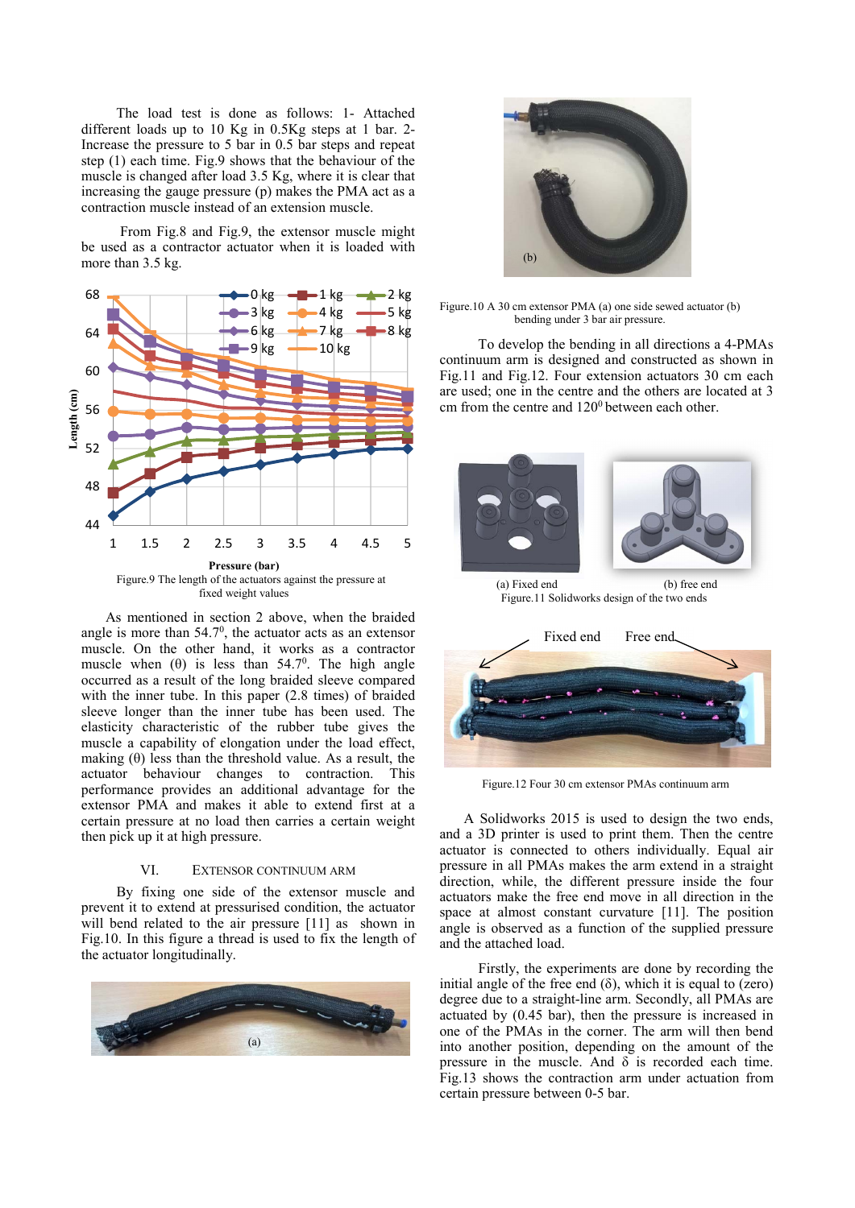The load test is done as follows: 1- Attached different loads up to 10 Kg in 0.5Kg steps at 1 bar. 2- Increase the pressure to 5 bar in 0.5 bar steps and repeat step (1) each time. Fig.9 shows that the behaviour of the muscle is changed after load 3.5 Kg, where it is clear that increasing the gauge pressure (p) makes the PMA act as a contraction muscle instead of an extension muscle.

From Fig.8 and Fig.9, the extensor muscle might be used as a contractor actuator when it is loaded with more than 3.5 kg.

Figure.9 The length of the actuators against the pressure at fixed weight values

As mentioned in section 2 above, when the braided angle is more than $54.7^0$, the actuator acts as an extensor muscle. On the other hand, it works as a contractor muscle when ($\theta$) is less than $54.7^0$. The high angle occurred as a result of the long braided sleeve compared with the inner tube. In this paper (2.8 times) of braided sleeve longer than the inner tube has been used. The elasticity characteristic of the rubber tube gives the muscle a capability of elongation under the load effect, making ($\theta$) less than the threshold value. As a result, the actuator behaviour changes to contraction. This performance provides an additional advantage for the extensor PMA and makes it able to extend first at a certain pressure at no load then carries a certain weight then pick up it at high pressure.

## VI. Extensor Continuum Arm

By fixing one side of the extensor muscle and prevent it to extend at pressurised condition, the actuator will bend related to the air pressure [11] as shown in Fig.10. In this figure a thread is used to fix the length of the actuator longitudinally.

Figure.10 A 30 cm extensor PMA (a) one side sewed actuator (b) bending under 3 bar air pressure.

To develop the bending in all directions a 4-PMAs continuum arm is designed and constructed as shown in Fig.11 and Fig.12. Four extension actuators 30 cm each are used; one in the centre and the others are located at 3 cm from the centre and $120^0$ between each other.

(a) Fixed end (b) free end

Figure.11 Solidworks design of the two ends

Figure.12 Four 30 cm extensor PMAs continuum arm

A Solidworks 2015 is used to design the two ends, and a 3D printer is used to print them. Then the centre actuator is connected to others individually. Equal air pressure in all PMAs makes the arm extend in a straight direction, while, the different pressure inside the four actuators make the free end move in all direction in the space at almost constant curvature [11]. The position angle is observed as a function of the supplied pressure and the attached load.

Firstly, the experiments are done by recording the initial angle of the free end ($\delta$), which it is equal to (zero) degree due to a straight-line arm. Secondly, all PMAs are actuated by (0.45 bar), then the pressure is increased in one of the PMAs in the corner. The arm will then bend into another position, depending on the amount of the pressure in the muscle. And $\delta$ is recorded each time. Fig.13 shows the contraction arm under actuation from certain pressure between 0-5 bar.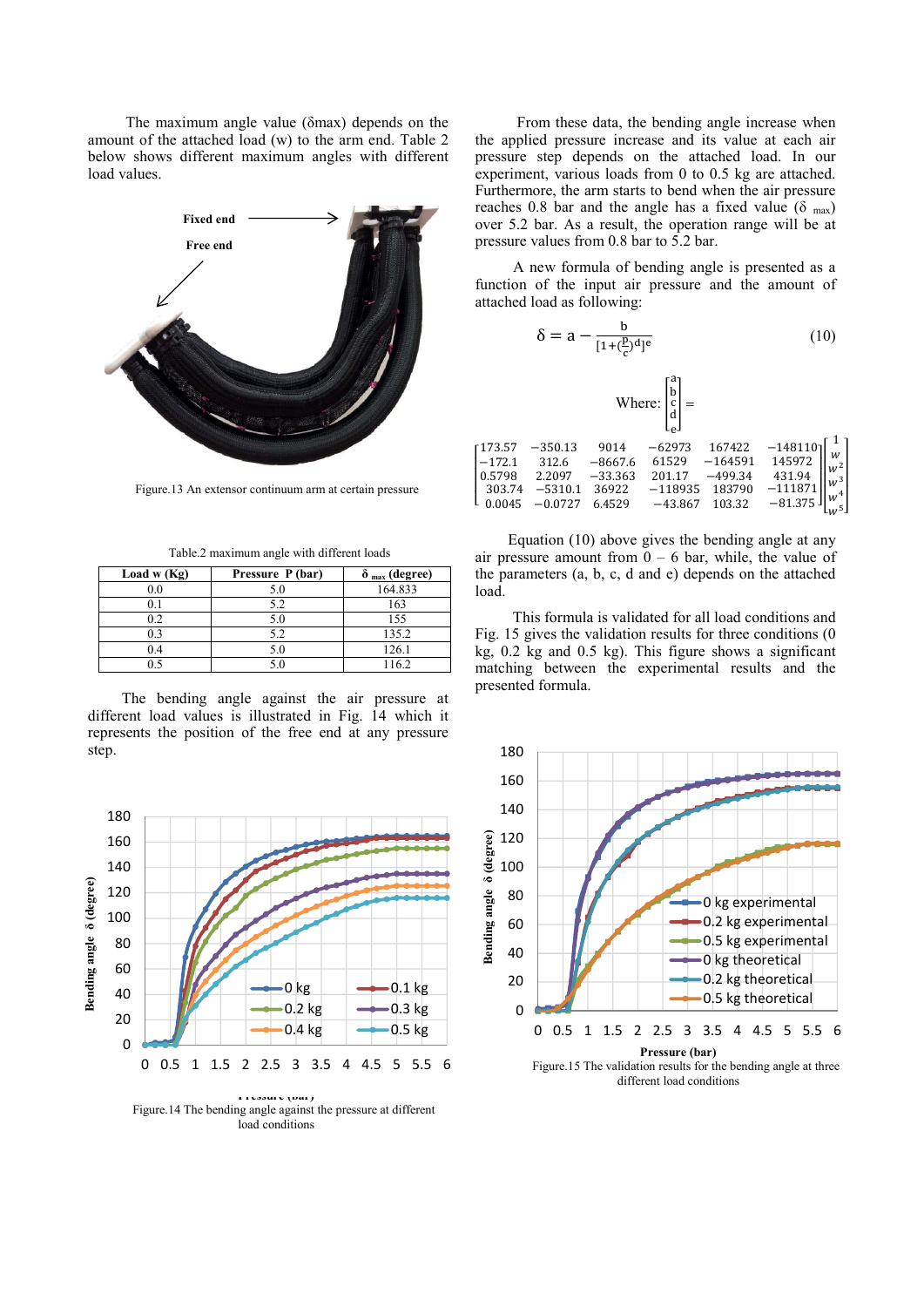The maximum angle value (δmax) depends on the amount of the attached load (w) to the arm end. Table 2 below shows different maximum angles with different load values.

Figure.13 An extensor continuum arm at certain pressure

Table.2 maximum angle with different loads

| Load w (Kg) | Pressure P (bar) | $\delta_{max}$ (degree) |
|---|---|---|
| 0.0 | 5.0 | 164.833 |
| 0.1 | 5.2 | 163 |
| 0.2 | 5.0 | 155 |
| 0.3 | 5.2 | 135.2 |
| 0.4 | 5.0 | 126.1 |
| 0.5 | 5.0 | 116.2 |

The bending angle against the air pressure at different load values is illustrated in Fig. 14 which it represents the position of the free end at any pressure step.

Figure.14 The bending angle against the pressure at different load conditions

From these data, the bending angle increase when the applied pressure increase and its value at each air pressure step depends on the attached load. In our experiment, various loads from 0 to 0.5 kg are attached. Furthermore, the arm starts to bend when the air pressure reaches 0.8 bar and the angle has a fixed value ($\delta_{max}$) over 5.2 bar. As a result, the operation range will be at pressure values from 0.8 bar to 5.2 bar.

A new formula of bending angle is presented as a function of the input air pressure and the amount of attached load as following:

$$\delta = a - \frac{b}{[1+(\frac{P}{c})^{d}]^{e}} \tag{10}$$

Where:

$$\begin{bmatrix} a \\ b \\ c \\ d \\ e \end{bmatrix} = \begin{bmatrix} 173.57 & -350.13 & 9014 & -62973 & 167422 & -148110 \\ -172.1 & 312.6 & -8667.6 & 61529 & -164591 & 145972 \\ 0.5798 & 2.2097 & -33.363 & 201.17 & -499.34 & 431.94 \\ 303.74 & -5310.1 & 36922 & -118935 & 183790 & -111871 \\ 0.0045 & -0.0727 & 6.4529 & -43.867 & 103.32 & -81.375 \end{bmatrix} \begin{bmatrix} 1 \\ w \\ w^2 \\ w^3 \\ w^4 \\ w^5 \end{bmatrix}$$

Equation (10) above gives the bending angle at any air pressure amount from 0 – 6 bar, while, the value of the parameters (a, b, c, d and e) depends on the attached load.

This formula is validated for all load conditions and Fig. 15 gives the validation results for three conditions (0 kg, 0.2 kg and 0.5 kg). This figure shows a significant matching between the experimental results and the presented formula.

Figure.15 The validation results for the bending angle at three different load conditions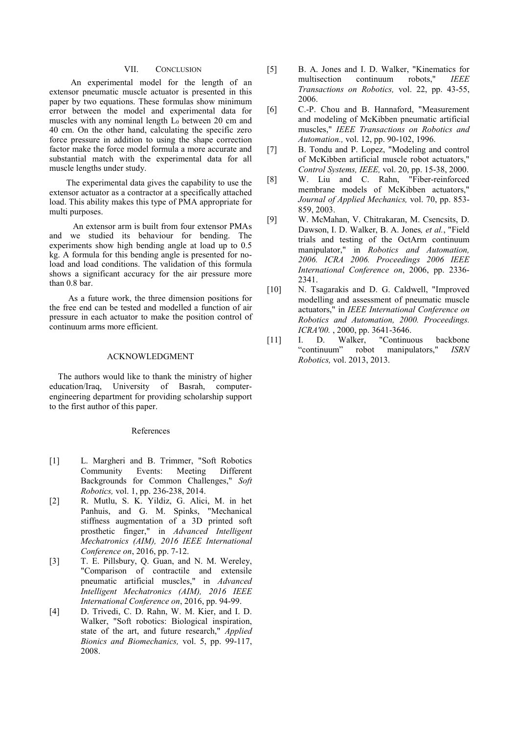## VII. CONCLUSION

An experimental model for the length of an extensor pneumatic muscle actuator is presented in this paper by two equations. These formulas show minimum error between the model and experimental data for muscles with any nominal length $L_0$ between 20 cm and 40 cm. On the other hand, calculating the specific zero force pressure in addition to using the shape correction factor make the force model formula a more accurate and substantial match with the experimental data for all muscle lengths under study.

The experimental data gives the capability to use the extensor actuator as a contractor at a specifically attached load. This ability makes this type of PMA appropriate for multi purposes.

An extensor arm is built from four extensor PMAs and we studied its behaviour for bending. The experiments show high bending angle at load up to 0.5 kg. A formula for this bending angle is presented for no-load and load conditions. The validation of this formula shows a significant accuracy for the air pressure more than 0.8 bar.

As a future work, the three dimension positions for the free end can be tested and modelled a function of air pressure in each actuator to make the position control of continuum arms more efficient.

## ACKNOWLEDGMENT

The authors would like to thank the ministry of higher education/Iraq, University of Basrah, computer-engineering department for providing scholarship support to the first author of this paper.

## References

[1] L. Margheri and B. Trimmer, "Soft Robotics Community Events: Meeting Different Backgrounds for Common Challenges," *Soft Robotics,* vol. 1, pp. 236-238, 2014.

[2] R. Mutlu, S. K. Yildiz, G. Alici, M. in het Panhuis, and G. M. Spinks, "Mechanical stiffness augmentation of a 3D printed soft prosthetic finger," in *Advanced Intelligent Mechatronics (AIM), 2016 IEEE International Conference on*, 2016, pp. 7-12.

[3] T. E. Pillsbury, Q. Guan, and N. M. Wereley, "Comparison of contractile and extensile pneumatic artificial muscles," in *Advanced Intelligent Mechatronics (AIM), 2016 IEEE International Conference on*, 2016, pp. 94-99.

[4] D. Trivedi, C. D. Rahn, W. M. Kier, and I. D. Walker, "Soft robotics: Biological inspiration, state of the art, and future research," *Applied Bionics and Biomechanics,* vol. 5, pp. 99-117, 2008.

[5] B. A. Jones and I. D. Walker, "Kinematics for multisection continuum robots," *IEEE Transactions on Robotics,* vol. 22, pp. 43-55, 2006.

[6] C.-P. Chou and B. Hannaford, "Measurement and modeling of McKibben pneumatic artificial muscles," *IEEE Transactions on Robotics and Automation.,* vol. 12, pp. 90-102, 1996.

[7] B. Tondu and P. Lopez, "Modeling and control of McKibben artificial muscle robot actuators," *Control Systems, IEEE,* vol. 20, pp. 15-38, 2000.

[8] W. Liu and C. Rahn, "Fiber-reinforced membrane models of McKibben actuators," *Journal of Applied Mechanics,* vol. 70, pp. 853-859, 2003.

[9] W. McMahan, V. Chitrakaran, M. Csencsits, D. Dawson, I. D. Walker, B. A. Jones*, et al.*, "Field trials and testing of the OctArm continuum manipulator," in *Robotics and Automation, 2006. ICRA 2006. Proceedings 2006 IEEE International Conference on*, 2006, pp. 2336-2341.

[10] N. Tsagarakis and D. G. Caldwell, "Improved modelling and assessment of pneumatic muscle actuators," in *IEEE International Conference on Robotics and Automation, 2000. Proceedings. ICRA'00.* , 2000, pp. 3641-3646.

[11] I. D. Walker, "Continuous backbone "continuum" robot manipulators," *ISRN Robotics,* vol. 2013, 2013.